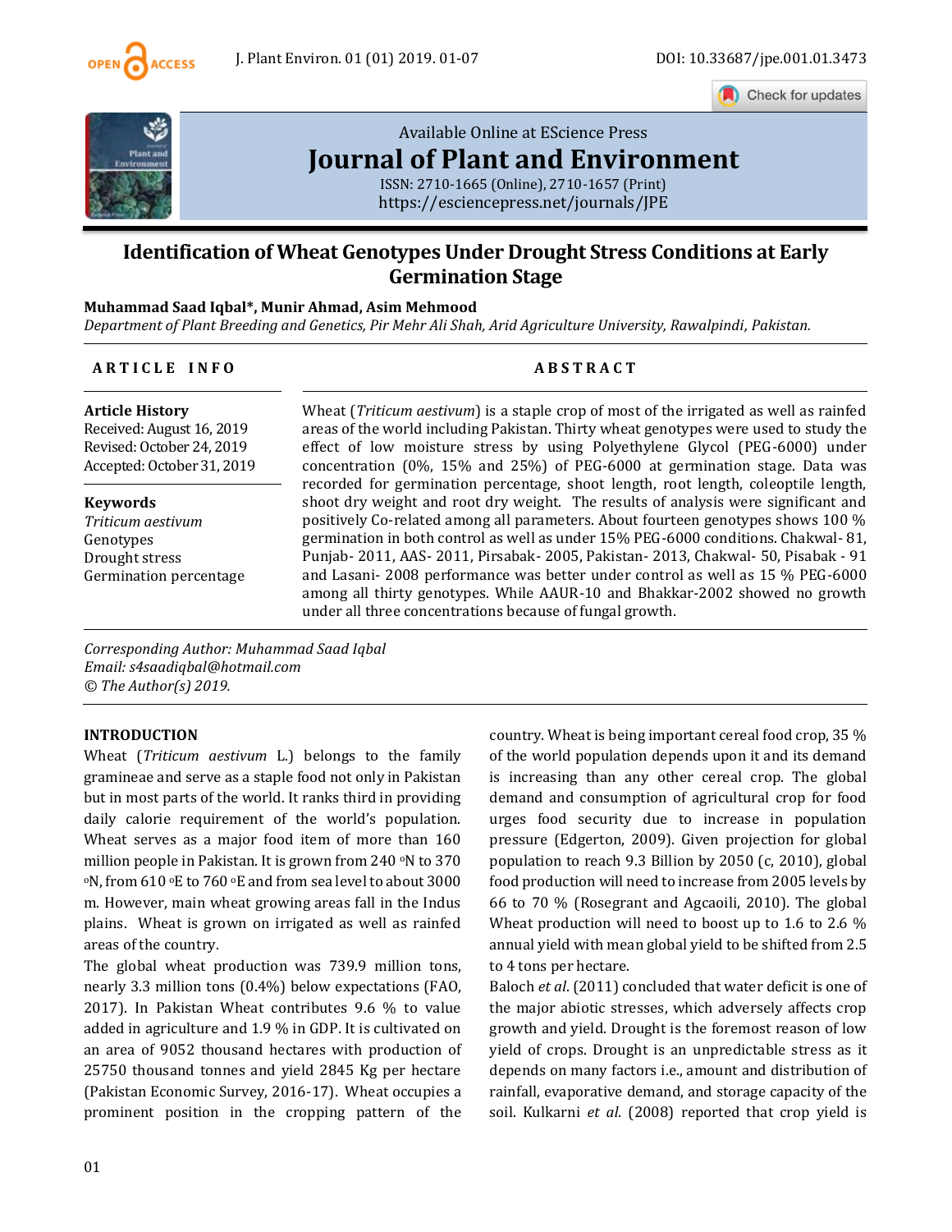Available Online at EScience Press

# Journal of Plant and Environment

ISSN: 2710-1665 (Online), 2710-1657 (Print)
https://esciencepress.net/journals/JPE

## Identification of Wheat Genotypes Under Drought Stress Conditions at Early Germination Stage

**Muhammad Saad Iqbal*, Munir Ahmad, Asim Mehmood**
*Department of Plant Breeding and Genetics, Pir Mehr Ali Shah, Arid Agriculture University, Rawalpindi, Pakistan.*

**ARTICLE INFO**

**Article History**
Received: August 16, 2019
Revised: October 24, 2019
Accepted: October 31, 2019

**Keywords**
*Triticum aestivum*
Genotypes
Drought stress
Germination percentage

**ABSTRACT**

Wheat (*Triticum aestivum*) is a staple crop of most of the irrigated as well as rainfed areas of the world including Pakistan. Thirty wheat genotypes were used to study the effect of low moisture stress by using Polyethylene Glycol (PEG-6000) under concentration (0%, 15% and 25%) of PEG-6000 at germination stage. Data was recorded for germination percentage, shoot length, root length, coleoptile length, shoot dry weight and root dry weight. The results of analysis were significant and positively Co-related among all parameters. About fourteen genotypes shows 100 % germination in both control as well as under 15% PEG-6000 conditions. Chakwal- 81, Punjab- 2011, AAS- 2011, Pirsabak- 2005, Pakistan- 2013, Chakwal- 50, Pisabak - 91 and Lasani- 2008 performance was better under control as well as 15 % PEG-6000 among all thirty genotypes. While AAUR-10 and Bhakkar-2002 showed no growth under all three concentrations because of fungal growth.

*Corresponding Author: Muhammad Saad Iqbal*
*Email: s4saadiqbal@hotmail.com*
*© The Author(s) 2019.*

### INTRODUCTION

Wheat (*Triticum aestivum* L.) belongs to the family gramineae and serve as a staple food not only in Pakistan but in most parts of the world. It ranks third in providing daily calorie requirement of the world's population. Wheat serves as a major food item of more than 160 million people in Pakistan. It is grown from 240 °N to 370 °N, from 610 °E to 760 °E and from sea level to about 3000 m. However, main wheat growing areas fall in the Indus plains. Wheat is grown on irrigated as well as rainfed areas of the country.

The global wheat production was 739.9 million tons, nearly 3.3 million tons (0.4%) below expectations (FAO, 2017). In Pakistan Wheat contributes 9.6 % to value added in agriculture and 1.9 % in GDP. It is cultivated on an area of 9052 thousand hectares with production of 25750 thousand tonnes and yield 2845 Kg per hectare (Pakistan Economic Survey, 2016-17). Wheat occupies a prominent position in the cropping pattern of the country. Wheat is being important cereal food crop, 35 % of the world population depends upon it and its demand is increasing than any other cereal crop. The global demand and consumption of agricultural crop for food urges food security due to increase in population pressure (Edgerton, 2009). Given projection for global population to reach 9.3 Billion by 2050 (c, 2010), global food production will need to increase from 2005 levels by 66 to 70 % (Rosegrant and Agcaoili, 2010). The global Wheat production will need to boost up to 1.6 to 2.6 % annual yield with mean global yield to be shifted from 2.5 to 4 tons per hectare.

Baloch *et al*. (2011) concluded that water deficit is one of the major abiotic stresses, which adversely affects crop growth and yield. Drought is the foremost reason of low yield of crops. Drought is an unpredictable stress as it depends on many factors i.e., amount and distribution of rainfall, evaporative demand, and storage capacity of the soil. Kulkarni *et al*. (2008) reported that crop yield is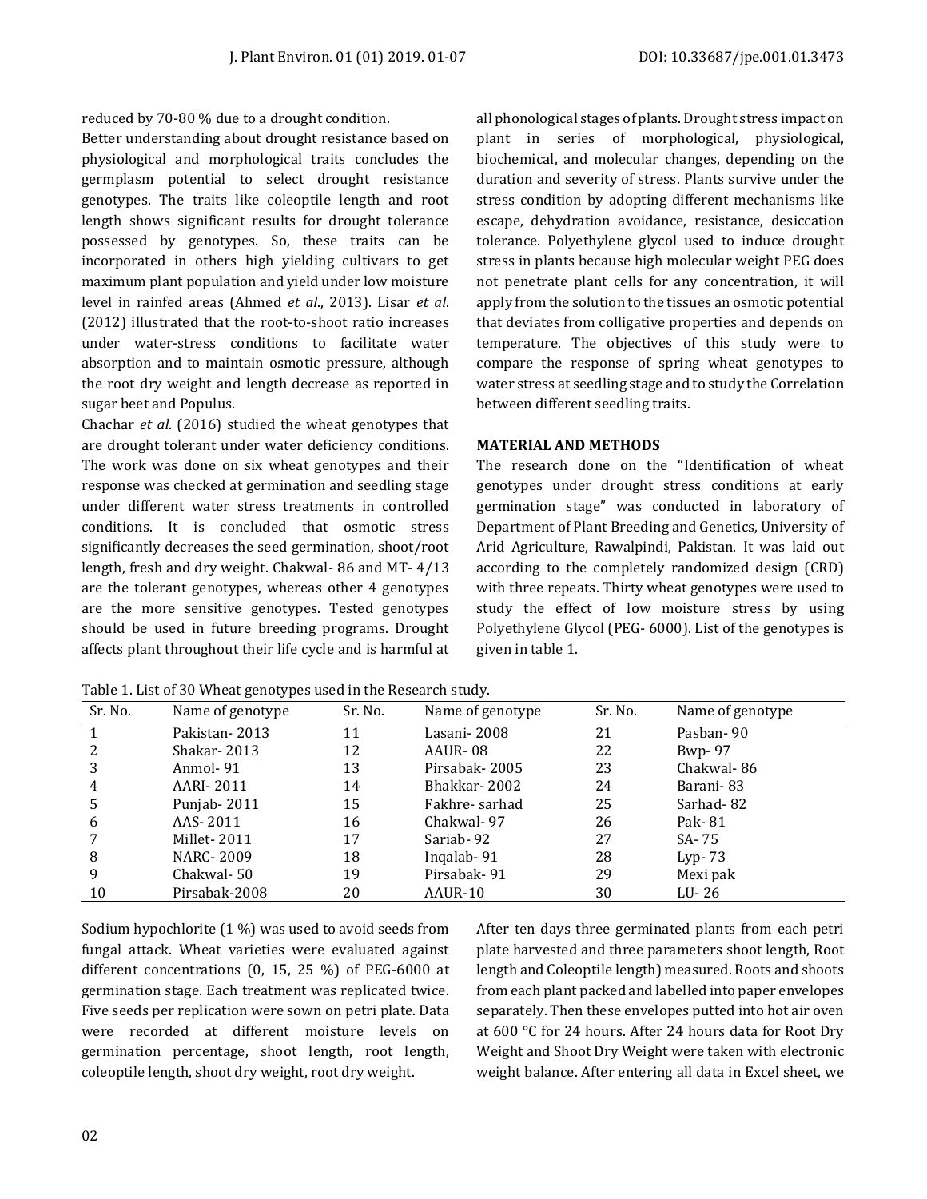reduced by 70-80 % due to a drought condition.

Better understanding about drought resistance based on physiological and morphological traits concludes the germplasm potential to select drought resistance genotypes. The traits like coleoptile length and root length shows significant results for drought tolerance possessed by genotypes. So, these traits can be incorporated in others high yielding cultivars to get maximum plant population and yield under low moisture level in rainfed areas (Ahmed *et al*., 2013). Lisar *et al*. (2012) illustrated that the root-to-shoot ratio increases under water-stress conditions to facilitate water absorption and to maintain osmotic pressure, although the root dry weight and length decrease as reported in sugar beet and Populus.

Chachar *et al*. (2016) studied the wheat genotypes that are drought tolerant under water deficiency conditions. The work was done on six wheat genotypes and their response was checked at germination and seedling stage under different water stress treatments in controlled conditions. It is concluded that osmotic stress significantly decreases the seed germination, shoot/root length, fresh and dry weight. Chakwal- 86 and MT- 4/13 are the tolerant genotypes, whereas other 4 genotypes are the more sensitive genotypes. Tested genotypes should be used in future breeding programs. Drought affects plant throughout their life cycle and is harmful at all phonological stages of plants. Drought stress impact on plant in series of morphological, physiological, biochemical, and molecular changes, depending on the duration and severity of stress. Plants survive under the stress condition by adopting different mechanisms like escape, dehydration avoidance, resistance, desiccation tolerance. Polyethylene glycol used to induce drought stress in plants because high molecular weight PEG does not penetrate plant cells for any concentration, it will apply from the solution to the tissues an osmotic potential that deviates from colligative properties and depends on temperature. The objectives of this study were to compare the response of spring wheat genotypes to water stress at seedling stage and to study the Correlation between different seedling traits.

## MATERIAL AND METHODS

The research done on the "Identification of wheat genotypes under drought stress conditions at early germination stage" was conducted in laboratory of Department of Plant Breeding and Genetics, University of Arid Agriculture, Rawalpindi, Pakistan. It was laid out according to the completely randomized design (CRD) with three repeats. Thirty wheat genotypes were used to study the effect of low moisture stress by using Polyethylene Glycol (PEG- 6000). List of the genotypes is given in table 1.

Table 1. List of 30 Wheat genotypes used in the Research study.

| Sr. No. | Name of genotype | Sr. No. | Name of genotype | Sr. No. | Name of genotype |
|---|---|---|---|---|---|
| 1 | Pakistan- 2013 | 11 | Lasani- 2008 | 21 | Pasban- 90 |
| 2 | Shakar- 2013 | 12 | AAUR- 08 | 22 | Bwp- 97 |
| 3 | Anmol- 91 | 13 | Pirsabak- 2005 | 23 | Chakwal- 86 |
| 4 | AARI- 2011 | 14 | Bhakkar- 2002 | 24 | Barani- 83 |
| 5 | Punjab- 2011 | 15 | Fakhre- sarhad | 25 | Sarhad- 82 |
| 6 | AAS- 2011 | 16 | Chakwal- 97 | 26 | Pak- 81 |
| 7 | Millet- 2011 | 17 | Sariab- 92 | 27 | SA- 75 |
| 8 | NARC- 2009 | 18 | Inqalab- 91 | 28 | Lyp- 73 |
| 9 | Chakwal- 50 | 19 | Pirsabak- 91 | 29 | Mexi pak |
| 10 | Pirsabak-2008 | 20 | AAUR-10 | 30 | LU- 26 |

Sodium hypochlorite (1 %) was used to avoid seeds from fungal attack. Wheat varieties were evaluated against different concentrations (0, 15, 25 %) of PEG-6000 at germination stage. Each treatment was replicated twice. Five seeds per replication were sown on petri plate. Data were recorded at different moisture levels on germination percentage, shoot length, root length, coleoptile length, shoot dry weight, root dry weight.

After ten days three germinated plants from each petri plate harvested and three parameters shoot length, Root length and Coleoptile length) measured. Roots and shoots from each plant packed and labelled into paper envelopes separately. Then these envelopes putted into hot air oven at 600 °C for 24 hours. After 24 hours data for Root Dry Weight and Shoot Dry Weight were taken with electronic weight balance. After entering all data in Excel sheet, we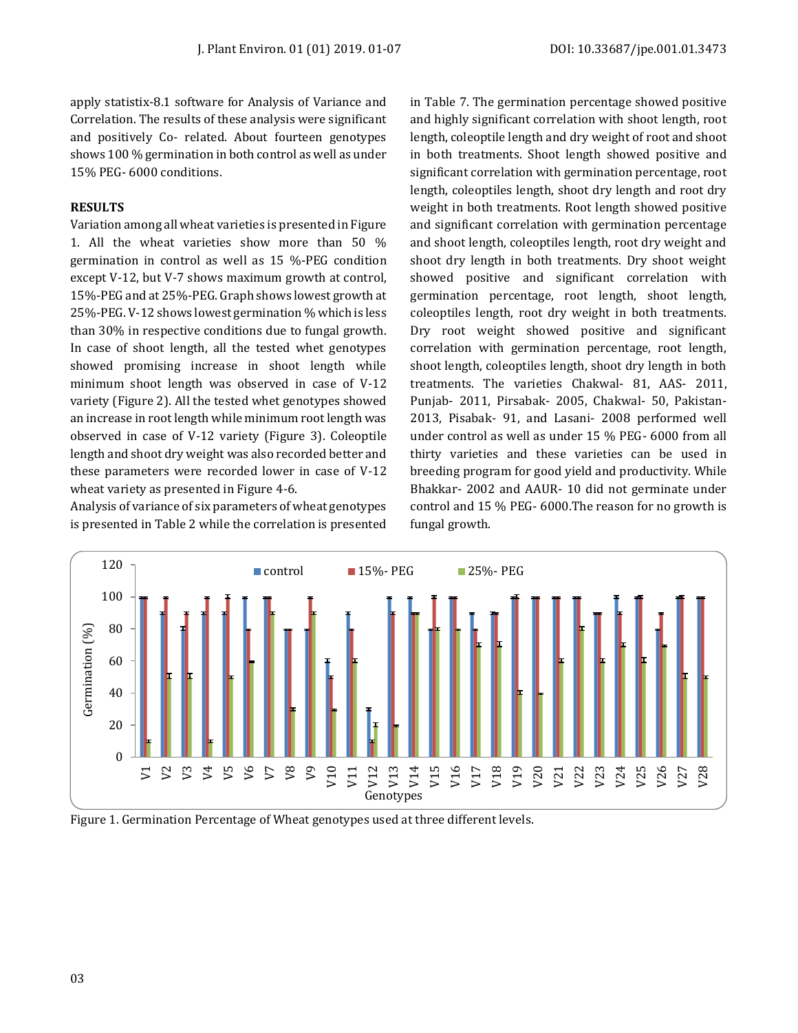apply statistix-8.1 software for Analysis of Variance and Correlation. The results of these analysis were significant and positively Co- related. About fourteen genotypes shows 100 % germination in both control as well as under 15% PEG- 6000 conditions.

## RESULTS

Variation among all wheat varieties is presented in Figure 1. All the wheat varieties show more than 50 % germination in control as well as 15 %-PEG condition except V-12, but V-7 shows maximum growth at control, 15%-PEG and at 25%-PEG. Graph shows lowest growth at 25%-PEG. V-12 shows lowest germination % which is less than 30% in respective conditions due to fungal growth. In case of shoot length, all the tested whet genotypes showed promising increase in shoot length while minimum shoot length was observed in case of V-12 variety (Figure 2). All the tested whet genotypes showed an increase in root length while minimum root length was observed in case of V-12 variety (Figure 3). Coleoptile length and shoot dry weight was also recorded better and these parameters were recorded lower in case of V-12 wheat variety as presented in Figure 4-6.

Analysis of variance of six parameters of wheat genotypes is presented in Table 2 while the correlation is presented in Table 7. The germination percentage showed positive and highly significant correlation with shoot length, root length, coleoptile length and dry weight of root and shoot in both treatments. Shoot length showed positive and significant correlation with germination percentage, root length, coleoptiles length, shoot dry length and root dry weight in both treatments. Root length showed positive and significant correlation with germination percentage and shoot length, coleoptiles length, root dry weight and shoot dry length in both treatments. Dry shoot weight showed positive and significant correlation with germination percentage, root length, shoot length, coleoptiles length, root dry weight in both treatments. Dry root weight showed positive and significant correlation with germination percentage, root length, shoot length, coleoptiles length, shoot dry length in both treatments. The varieties Chakwal- 81, AAS- 2011, Punjab- 2011, Pirsabak- 2005, Chakwal- 50, Pakistan-2013, Pisabak- 91, and Lasani- 2008 performed well under control as well as under 15 % PEG- 6000 from all thirty varieties and these varieties can be used in breeding program for good yield and productivity. While Bhakkar- 2002 and AAUR- 10 did not germinate under control and 15 % PEG- 6000.The reason for no growth is fungal growth.

Figure 1. Germination Percentage of Wheat genotypes used at three different levels.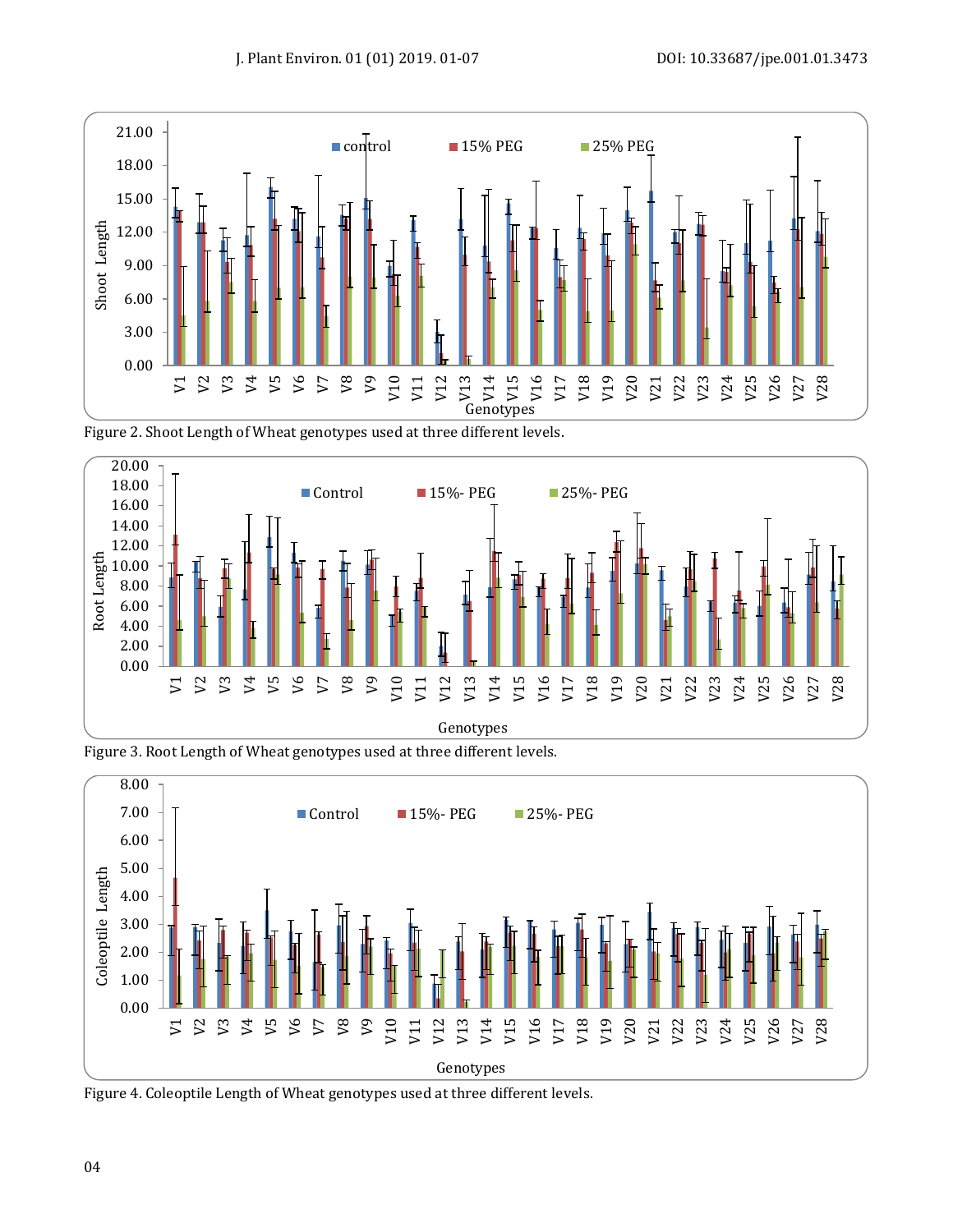Figure 2. Shoot Length of Wheat genotypes used at three different levels.

Figure 3. Root Length of Wheat genotypes used at three different levels.

Figure 4. Coleoptile Length of Wheat genotypes used at three different levels.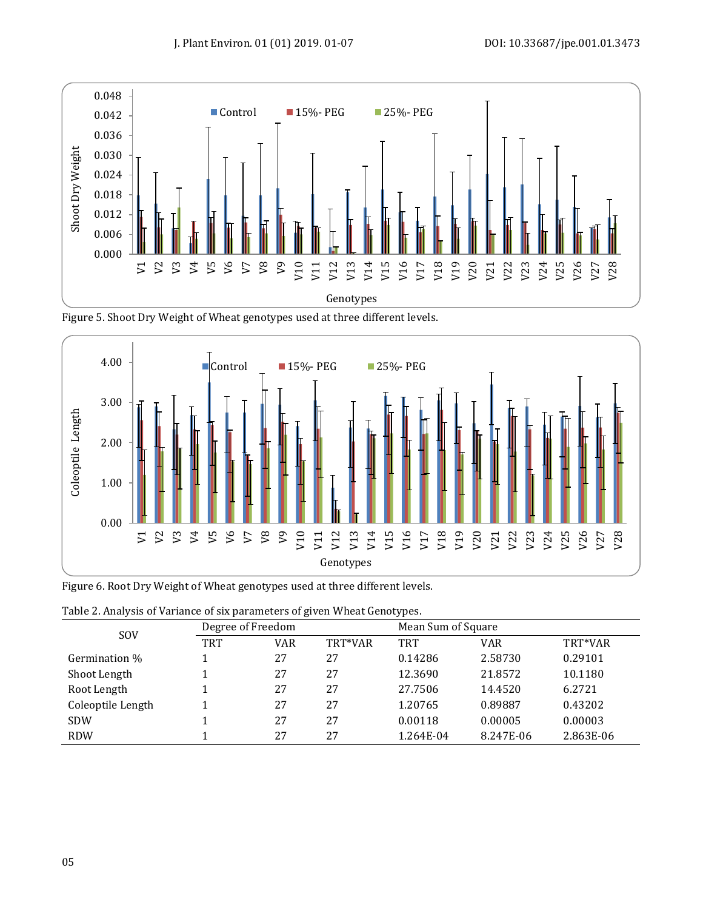Figure 5. Shoot Dry Weight of Wheat genotypes used at three different levels.

Figure 6. Root Dry Weight of Wheat genotypes used at three different levels.

Table 2. Analysis of Variance of six parameters of given Wheat Genotypes.

| SOV | Degree of Freedom | | | Mean Sum of Square | | |
|---|---|---|---|---|---|---|
| | TRT | VAR | TRT*VAR | TRT | VAR | TRT*VAR |
| Germination % | 1 | 27 | 27 | 0.14286 | 2.58730 | 0.29101 |
| Shoot Length | 1 | 27 | 27 | 12.3690 | 21.8572 | 10.1180 |
| Root Length | 1 | 27 | 27 | 27.7506 | 14.4520 | 6.2721 |
| Coleoptile Length | 1 | 27 | 27 | 1.20765 | 0.89887 | 0.43202 |
| SDW | 1 | 27 | 27 | 0.00118 | 0.00005 | 0.00003 |
| RDW | 1 | 27 | 27 | 1.264E-04 | 8.247E-06 | 2.863E-06 |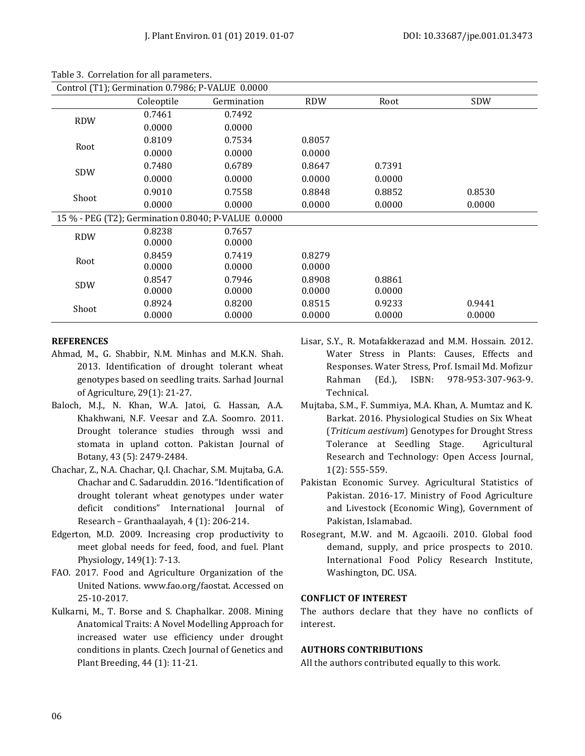Table 3. Correlation for all parameters.

| Control (T1); Germination 0.7986; P-VALUE 0.0000 | | | | | |
|---|---|---|---|---|---|
| | Coleoptile | Germination | RDW | Root | SDW |
| RDW | 0.7461 | 0.7492 | | | |
| | 0.0000 | 0.0000 | | | |
| Root | 0.8109 | 0.7534 | 0.8057 | | |
| | 0.0000 | 0.0000 | 0.0000 | | |
| SDW | 0.7480 | 0.6789 | 0.8647 | 0.7391 | |
| | 0.0000 | 0.0000 | 0.0000 | 0.0000 | |
| Shoot | 0.9010 | 0.7558 | 0.8848 | 0.8852 | 0.8530 |
| | 0.0000 | 0.0000 | 0.0000 | 0.0000 | 0.0000 |
| **15 % - PEG (T2); Germination 0.8040; P-VALUE 0.0000** | | | | | |
| RDW | 0.8238 | 0.7657 | | | |
| | 0.0000 | 0.0000 | | | |
| Root | 0.8459 | 0.7419 | 0.8279 | | |
| | 0.0000 | 0.0000 | 0.0000 | | |
| SDW | 0.8547 | 0.7946 | 0.8908 | 0.8861 | |
| | 0.0000 | 0.0000 | 0.0000 | 0.0000 | |
| Shoot | 0.8924 | 0.8200 | 0.8515 | 0.9233 | 0.9441 |
| | 0.0000 | 0.0000 | 0.0000 | 0.0000 | 0.0000 |

## REFERENCES

Ahmad, M., G. Shabbir, N.M. Minhas and M.K.N. Shah. 2013. Identification of drought tolerant wheat genotypes based on seedling traits. Sarhad Journal of Agriculture, 29(1): 21-27.

Baloch, M.J., N. Khan, W.A. Jatoi, G. Hassan, A.A. Khakhwani, N.F. Veesar and Z.A. Soomro. 2011. Drought tolerance studies through wssi and stomata in upland cotton. Pakistan Journal of Botany, 43 (5): 2479-2484.

Chachar, Z., N.A. Chachar, Q.I. Chachar, S.M. Mujtaba, G.A. Chachar and C. Sadaruddin. 2016. "Identification of drought tolerant wheat genotypes under water deficit conditions" International Journal of Research – Granthaalayah, 4 (1): 206-214.

Edgerton, M.D. 2009. Increasing crop productivity to meet global needs for feed, food, and fuel. Plant Physiology, 149(1): 7-13.

FAO. 2017. Food and Agriculture Organization of the United Nations. www.fao.org/faostat. Accessed on 25-10-2017.

Kulkarni, M., T. Borse and S. Chaphalkar. 2008. Mining Anatomical Traits: A Novel Modelling Approach for increased water use efficiency under drought conditions in plants. Czech Journal of Genetics and Plant Breeding, 44 (1): 11-21.

Lisar, S.Y., R. Motafakkerazad and M.M. Hossain. 2012. Water Stress in Plants: Causes, Effects and Responses. Water Stress, Prof. Ismail Md. Mofizur Rahman (Ed.), ISBN: 978-953-307-963-9. Technical.

Mujtaba, S.M., F. Summiya, M.A. Khan, A. Mumtaz and K. Barkat. 2016. Physiological Studies on Six Wheat (*Triticum aestivum*) Genotypes for Drought Stress Tolerance at Seedling Stage. Agricultural Research and Technology: Open Access Journal, 1(2): 555-559.

Pakistan Economic Survey. Agricultural Statistics of Pakistan. 2016-17. Ministry of Food Agriculture and Livestock (Economic Wing), Government of Pakistan, Islamabad.

Rosegrant, M.W. and M. Agcaoili. 2010. Global food demand, supply, and price prospects to 2010. International Food Policy Research Institute, Washington, DC. USA.

## CONFLICT OF INTEREST

The authors declare that they have no conflicts of interest.

## AUTHORS CONTRIBUTIONS

All the authors contributed equally to this work.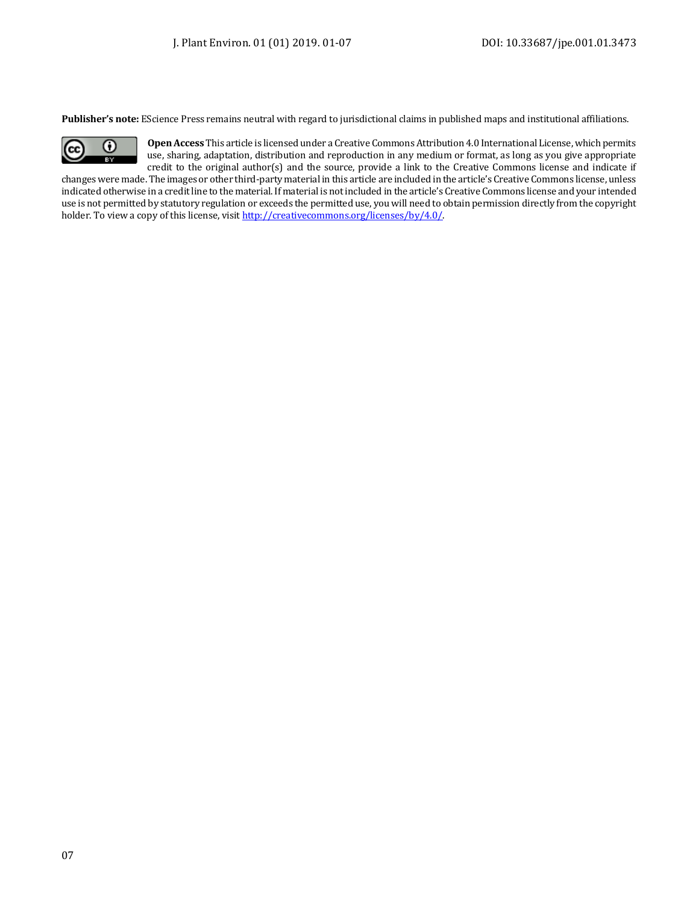**Publisher's note:** EScience Press remains neutral with regard to jurisdictional claims in published maps and institutional affiliations.

**Open Access** This article is licensed under a Creative Commons Attribution 4.0 International License, which permits use, sharing, adaptation, distribution and reproduction in any medium or format, as long as you give appropriate credit to the original author(s) and the source, provide a link to the Creative Commons license and indicate if changes were made. The images or other third-party material in this article are included in the article's Creative Commons license, unless indicated otherwise in a credit line to the material. If material is not included in the article's Creative Commons license and your intended use is not permitted by statutory regulation or exceeds the permitted use, you will need to obtain permission directly from the copyright holder. To view a copy of this license, visit http://creativecommons.org/licenses/by/4.0/.